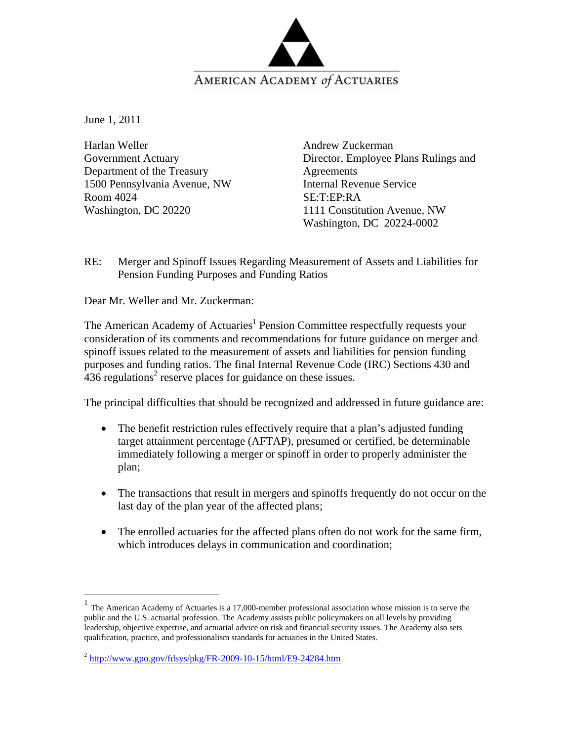AMERICAN ACADEMY *of* ACTUARIES

June 1, 2011

Harlan Weller
Government Actuary
Department of the Treasury
1500 Pennsylvania Avenue, NW
Room 4024
Washington, DC 20220

Andrew Zuckerman
Director, Employee Plans Rulings and Agreements
Internal Revenue Service
SE:T:EP:RA
1111 Constitution Avenue, NW
Washington, DC 20224-0002

RE: Merger and Spinoff Issues Regarding Measurement of Assets and Liabilities for Pension Funding Purposes and Funding Ratios

Dear Mr. Weller and Mr. Zuckerman:

The American Academy of Actuaries[1] Pension Committee respectfully requests your consideration of its comments and recommendations for future guidance on merger and spinoff issues related to the measurement of assets and liabilities for pension funding purposes and funding ratios. The final Internal Revenue Code (IRC) Sections 430 and 436 regulations[2] reserve places for guidance on these issues.

The principal difficulties that should be recognized and addressed in future guidance are:

- The benefit restriction rules effectively require that a plan's adjusted funding target attainment percentage (AFTAP), presumed or certified, be determinable immediately following a merger or spinoff in order to properly administer the plan;
- The transactions that result in mergers and spinoffs frequently do not occur on the last day of the plan year of the affected plans;
- The enrolled actuaries for the affected plans often do not work for the same firm, which introduces delays in communication and coordination;

[1] The American Academy of Actuaries is a 17,000-member professional association whose mission is to serve the public and the U.S. actuarial profession. The Academy assists public policymakers on all levels by providing leadership, objective expertise, and actuarial advice on risk and financial security issues. The Academy also sets qualification, practice, and professionalism standards for actuaries in the United States.

[2] http://www.gpo.gov/fdsys/pkg/FR-2009-10-15/html/E9-24284.htm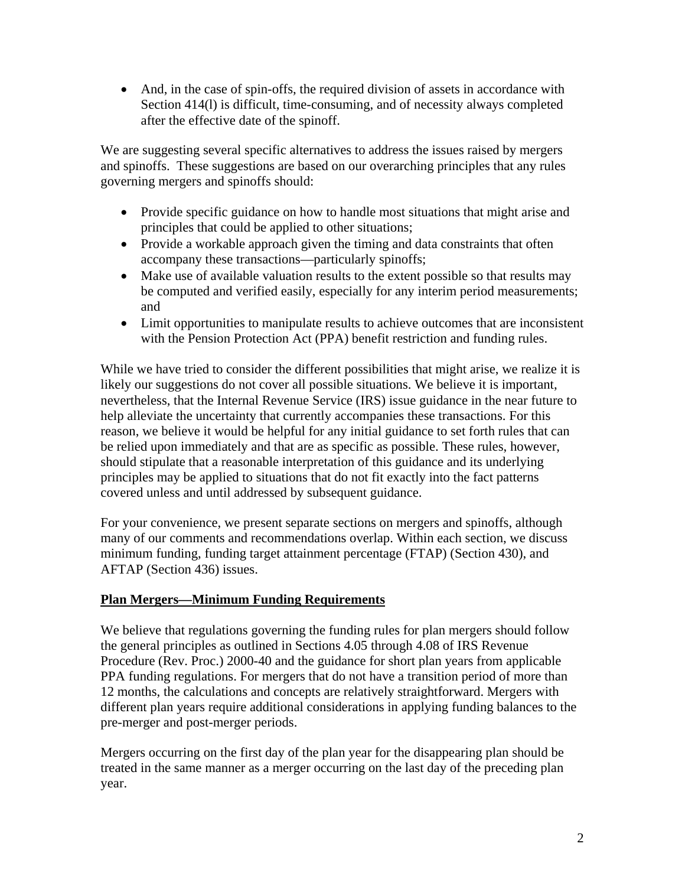- And, in the case of spin-offs, the required division of assets in accordance with Section 414(l) is difficult, time-consuming, and of necessity always completed after the effective date of the spinoff.

We are suggesting several specific alternatives to address the issues raised by mergers and spinoffs. These suggestions are based on our overarching principles that any rules governing mergers and spinoffs should:

- Provide specific guidance on how to handle most situations that might arise and principles that could be applied to other situations;
- Provide a workable approach given the timing and data constraints that often accompany these transactions—particularly spinoffs;
- Make use of available valuation results to the extent possible so that results may be computed and verified easily, especially for any interim period measurements; and
- Limit opportunities to manipulate results to achieve outcomes that are inconsistent with the Pension Protection Act (PPA) benefit restriction and funding rules.

While we have tried to consider the different possibilities that might arise, we realize it is likely our suggestions do not cover all possible situations. We believe it is important, nevertheless, that the Internal Revenue Service (IRS) issue guidance in the near future to help alleviate the uncertainty that currently accompanies these transactions. For this reason, we believe it would be helpful for any initial guidance to set forth rules that can be relied upon immediately and that are as specific as possible. These rules, however, should stipulate that a reasonable interpretation of this guidance and its underlying principles may be applied to situations that do not fit exactly into the fact patterns covered unless and until addressed by subsequent guidance.

For your convenience, we present separate sections on mergers and spinoffs, although many of our comments and recommendations overlap. Within each section, we discuss minimum funding, funding target attainment percentage (FTAP) (Section 430), and AFTAP (Section 436) issues.

## Plan Mergers—Minimum Funding Requirements

We believe that regulations governing the funding rules for plan mergers should follow the general principles as outlined in Sections 4.05 through 4.08 of IRS Revenue Procedure (Rev. Proc.) 2000-40 and the guidance for short plan years from applicable PPA funding regulations. For mergers that do not have a transition period of more than 12 months, the calculations and concepts are relatively straightforward. Mergers with different plan years require additional considerations in applying funding balances to the pre-merger and post-merger periods.

Mergers occurring on the first day of the plan year for the disappearing plan should be treated in the same manner as a merger occurring on the last day of the preceding plan year.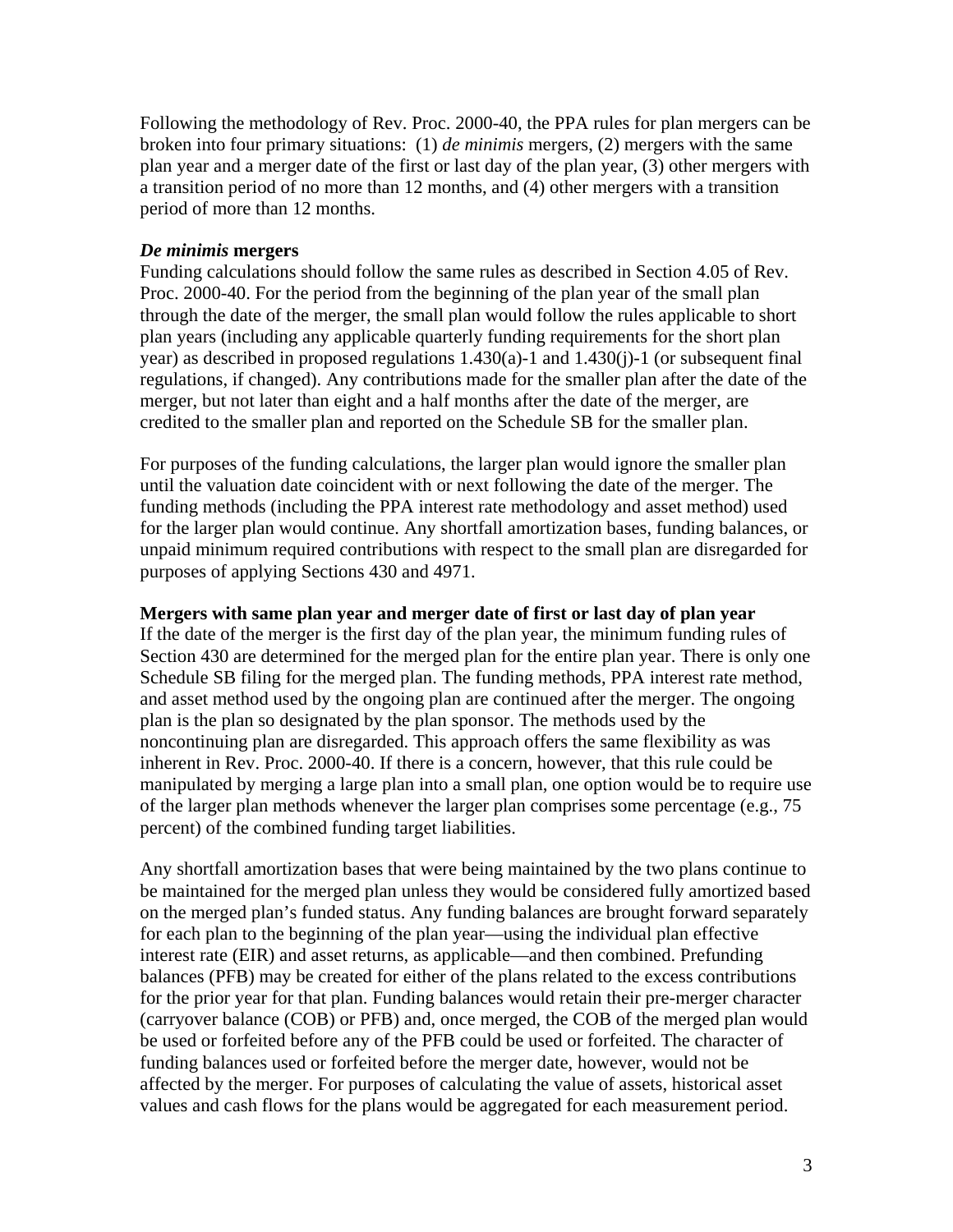Following the methodology of Rev. Proc. 2000-40, the PPA rules for plan mergers can be broken into four primary situations: (1) *de minimis* mergers, (2) mergers with the same plan year and a merger date of the first or last day of the plan year, (3) other mergers with a transition period of no more than 12 months, and (4) other mergers with a transition period of more than 12 months.

***De minimis* mergers**

Funding calculations should follow the same rules as described in Section 4.05 of Rev. Proc. 2000-40. For the period from the beginning of the plan year of the small plan through the date of the merger, the small plan would follow the rules applicable to short plan years (including any applicable quarterly funding requirements for the short plan year) as described in proposed regulations 1.430(a)-1 and 1.430(j)-1 (or subsequent final regulations, if changed). Any contributions made for the smaller plan after the date of the merger, but not later than eight and a half months after the date of the merger, are credited to the smaller plan and reported on the Schedule SB for the smaller plan.

For purposes of the funding calculations, the larger plan would ignore the smaller plan until the valuation date coincident with or next following the date of the merger. The funding methods (including the PPA interest rate methodology and asset method) used for the larger plan would continue. Any shortfall amortization bases, funding balances, or unpaid minimum required contributions with respect to the small plan are disregarded for purposes of applying Sections 430 and 4971.

**Mergers with same plan year and merger date of first or last day of plan year**

If the date of the merger is the first day of the plan year, the minimum funding rules of Section 430 are determined for the merged plan for the entire plan year. There is only one Schedule SB filing for the merged plan. The funding methods, PPA interest rate method, and asset method used by the ongoing plan are continued after the merger. The ongoing plan is the plan so designated by the plan sponsor. The methods used by the noncontinuing plan are disregarded. This approach offers the same flexibility as was inherent in Rev. Proc. 2000-40. If there is a concern, however, that this rule could be manipulated by merging a large plan into a small plan, one option would be to require use of the larger plan methods whenever the larger plan comprises some percentage (e.g., 75 percent) of the combined funding target liabilities.

Any shortfall amortization bases that were being maintained by the two plans continue to be maintained for the merged plan unless they would be considered fully amortized based on the merged plan's funded status. Any funding balances are brought forward separately for each plan to the beginning of the plan year—using the individual plan effective interest rate (EIR) and asset returns, as applicable—and then combined. Prefunding balances (PFB) may be created for either of the plans related to the excess contributions for the prior year for that plan. Funding balances would retain their pre-merger character (carryover balance (COB) or PFB) and, once merged, the COB of the merged plan would be used or forfeited before any of the PFB could be used or forfeited. The character of funding balances used or forfeited before the merger date, however, would not be affected by the merger. For purposes of calculating the value of assets, historical asset values and cash flows for the plans would be aggregated for each measurement period.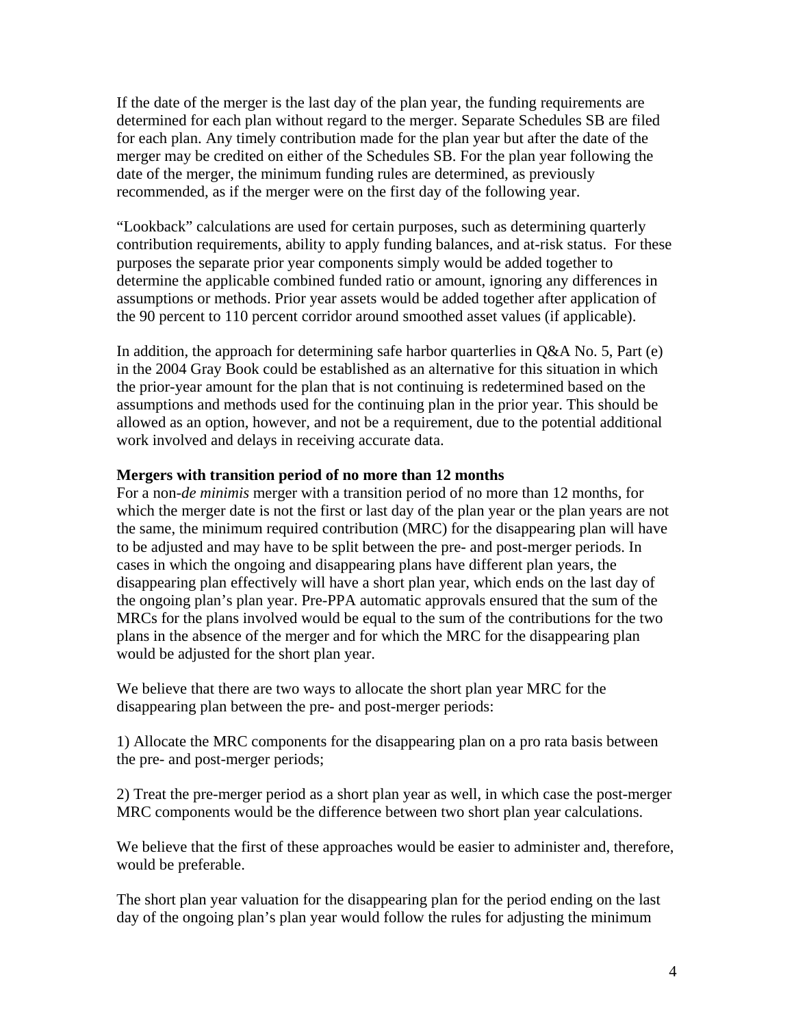If the date of the merger is the last day of the plan year, the funding requirements are determined for each plan without regard to the merger. Separate Schedules SB are filed for each plan. Any timely contribution made for the plan year but after the date of the merger may be credited on either of the Schedules SB. For the plan year following the date of the merger, the minimum funding rules are determined, as previously recommended, as if the merger were on the first day of the following year.

"Lookback" calculations are used for certain purposes, such as determining quarterly contribution requirements, ability to apply funding balances, and at-risk status. For these purposes the separate prior year components simply would be added together to determine the applicable combined funded ratio or amount, ignoring any differences in assumptions or methods. Prior year assets would be added together after application of the 90 percent to 110 percent corridor around smoothed asset values (if applicable).

In addition, the approach for determining safe harbor quarterlies in Q&A No. 5, Part (e) in the 2004 Gray Book could be established as an alternative for this situation in which the prior-year amount for the plan that is not continuing is redetermined based on the assumptions and methods used for the continuing plan in the prior year. This should be allowed as an option, however, and not be a requirement, due to the potential additional work involved and delays in receiving accurate data.

**Mergers with transition period of no more than 12 months**

For a non-*de minimis* merger with a transition period of no more than 12 months, for which the merger date is not the first or last day of the plan year or the plan years are not the same, the minimum required contribution (MRC) for the disappearing plan will have to be adjusted and may have to be split between the pre- and post-merger periods. In cases in which the ongoing and disappearing plans have different plan years, the disappearing plan effectively will have a short plan year, which ends on the last day of the ongoing plan's plan year. Pre-PPA automatic approvals ensured that the sum of the MRCs for the plans involved would be equal to the sum of the contributions for the two plans in the absence of the merger and for which the MRC for the disappearing plan would be adjusted for the short plan year.

We believe that there are two ways to allocate the short plan year MRC for the disappearing plan between the pre- and post-merger periods:

1) Allocate the MRC components for the disappearing plan on a pro rata basis between the pre- and post-merger periods;

2) Treat the pre-merger period as a short plan year as well, in which case the post-merger MRC components would be the difference between two short plan year calculations.

We believe that the first of these approaches would be easier to administer and, therefore, would be preferable.

The short plan year valuation for the disappearing plan for the period ending on the last day of the ongoing plan's plan year would follow the rules for adjusting the minimum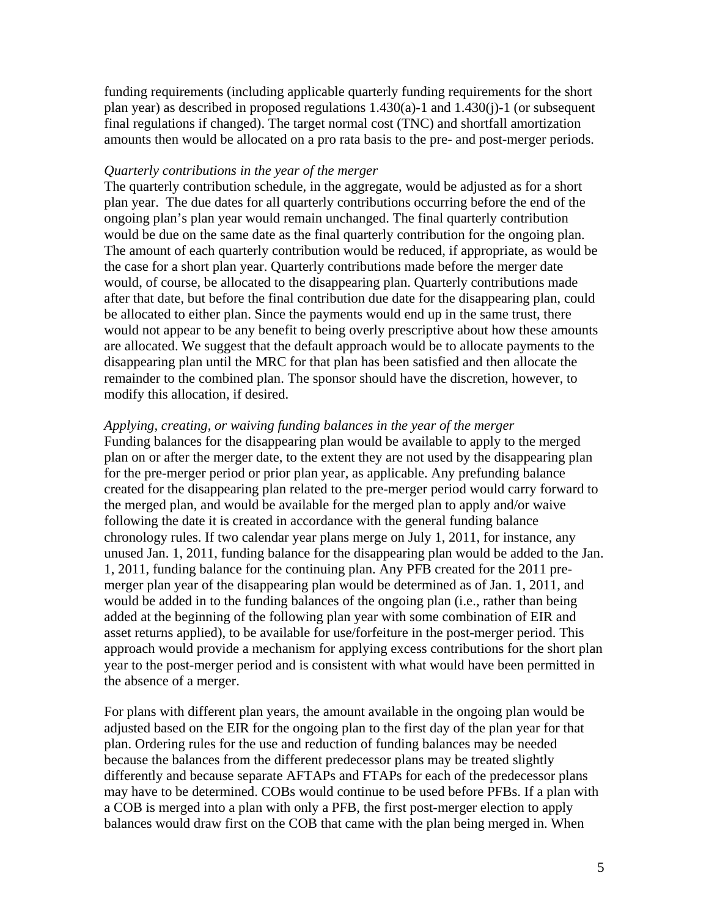funding requirements (including applicable quarterly funding requirements for the short plan year) as described in proposed regulations 1.430(a)-1 and 1.430(j)-1 (or subsequent final regulations if changed). The target normal cost (TNC) and shortfall amortization amounts then would be allocated on a pro rata basis to the pre- and post-merger periods.

*Quarterly contributions in the year of the merger*

The quarterly contribution schedule, in the aggregate, would be adjusted as for a short plan year. The due dates for all quarterly contributions occurring before the end of the ongoing plan's plan year would remain unchanged. The final quarterly contribution would be due on the same date as the final quarterly contribution for the ongoing plan. The amount of each quarterly contribution would be reduced, if appropriate, as would be the case for a short plan year. Quarterly contributions made before the merger date would, of course, be allocated to the disappearing plan. Quarterly contributions made after that date, but before the final contribution due date for the disappearing plan, could be allocated to either plan. Since the payments would end up in the same trust, there would not appear to be any benefit to being overly prescriptive about how these amounts are allocated. We suggest that the default approach would be to allocate payments to the disappearing plan until the MRC for that plan has been satisfied and then allocate the remainder to the combined plan. The sponsor should have the discretion, however, to modify this allocation, if desired.

*Applying, creating, or waiving funding balances in the year of the merger*

Funding balances for the disappearing plan would be available to apply to the merged plan on or after the merger date, to the extent they are not used by the disappearing plan for the pre-merger period or prior plan year, as applicable. Any prefunding balance created for the disappearing plan related to the pre-merger period would carry forward to the merged plan, and would be available for the merged plan to apply and/or waive following the date it is created in accordance with the general funding balance chronology rules. If two calendar year plans merge on July 1, 2011, for instance, any unused Jan. 1, 2011, funding balance for the disappearing plan would be added to the Jan. 1, 2011, funding balance for the continuing plan. Any PFB created for the 2011 pre-merger plan year of the disappearing plan would be determined as of Jan. 1, 2011, and would be added in to the funding balances of the ongoing plan (i.e., rather than being added at the beginning of the following plan year with some combination of EIR and asset returns applied), to be available for use/forfeiture in the post-merger period. This approach would provide a mechanism for applying excess contributions for the short plan year to the post-merger period and is consistent with what would have been permitted in the absence of a merger.

For plans with different plan years, the amount available in the ongoing plan would be adjusted based on the EIR for the ongoing plan to the first day of the plan year for that plan. Ordering rules for the use and reduction of funding balances may be needed because the balances from the different predecessor plans may be treated slightly differently and because separate AFTAPs and FTAPs for each of the predecessor plans may have to be determined. COBs would continue to be used before PFBs. If a plan with a COB is merged into a plan with only a PFB, the first post-merger election to apply balances would draw first on the COB that came with the plan being merged in. When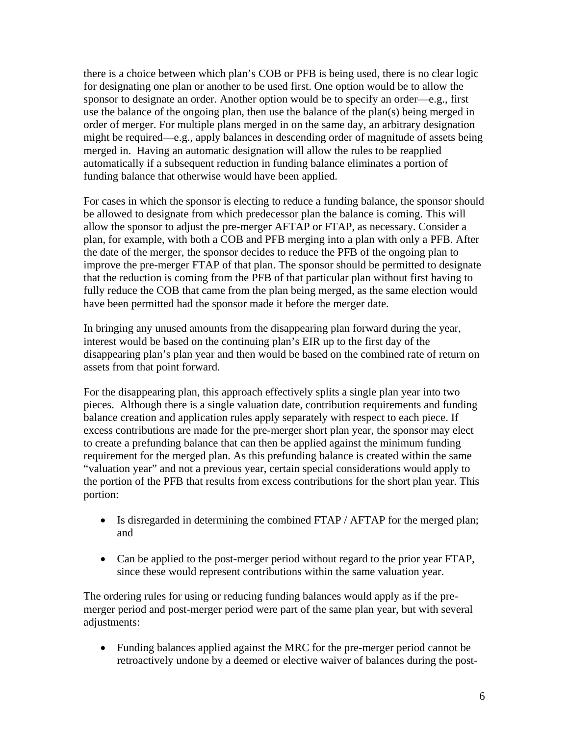there is a choice between which plan's COB or PFB is being used, there is no clear logic for designating one plan or another to be used first. One option would be to allow the sponsor to designate an order. Another option would be to specify an order—e.g., first use the balance of the ongoing plan, then use the balance of the plan(s) being merged in order of merger. For multiple plans merged in on the same day, an arbitrary designation might be required—e.g., apply balances in descending order of magnitude of assets being merged in. Having an automatic designation will allow the rules to be reapplied automatically if a subsequent reduction in funding balance eliminates a portion of funding balance that otherwise would have been applied.

For cases in which the sponsor is electing to reduce a funding balance, the sponsor should be allowed to designate from which predecessor plan the balance is coming. This will allow the sponsor to adjust the pre-merger AFTAP or FTAP, as necessary. Consider a plan, for example, with both a COB and PFB merging into a plan with only a PFB. After the date of the merger, the sponsor decides to reduce the PFB of the ongoing plan to improve the pre-merger FTAP of that plan. The sponsor should be permitted to designate that the reduction is coming from the PFB of that particular plan without first having to fully reduce the COB that came from the plan being merged, as the same election would have been permitted had the sponsor made it before the merger date.

In bringing any unused amounts from the disappearing plan forward during the year, interest would be based on the continuing plan's EIR up to the first day of the disappearing plan's plan year and then would be based on the combined rate of return on assets from that point forward.

For the disappearing plan, this approach effectively splits a single plan year into two pieces. Although there is a single valuation date, contribution requirements and funding balance creation and application rules apply separately with respect to each piece. If excess contributions are made for the pre-merger short plan year, the sponsor may elect to create a prefunding balance that can then be applied against the minimum funding requirement for the merged plan. As this prefunding balance is created within the same "valuation year" and not a previous year, certain special considerations would apply to the portion of the PFB that results from excess contributions for the short plan year. This portion:

- Is disregarded in determining the combined FTAP / AFTAP for the merged plan; and
- Can be applied to the post-merger period without regard to the prior year FTAP, since these would represent contributions within the same valuation year.

The ordering rules for using or reducing funding balances would apply as if the pre-merger period and post-merger period were part of the same plan year, but with several adjustments:

- Funding balances applied against the MRC for the pre-merger period cannot be retroactively undone by a deemed or elective waiver of balances during the post-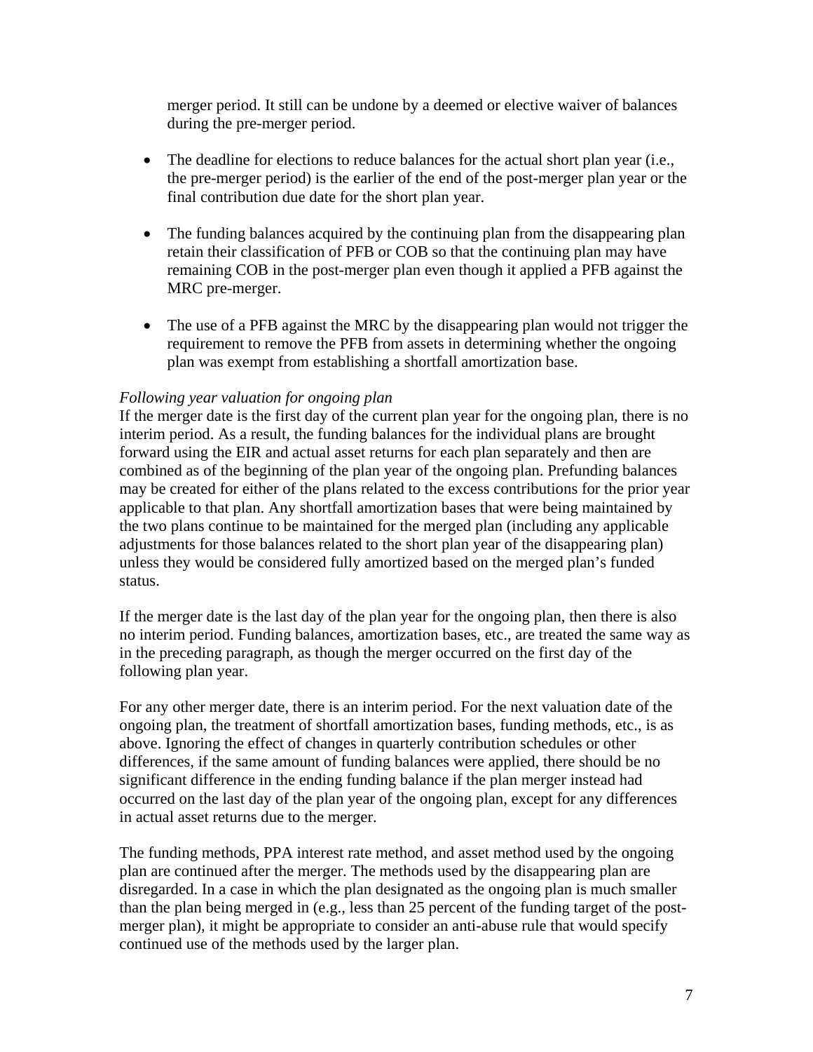merger period. It still can be undone by a deemed or elective waiver of balances during the pre-merger period.

- The deadline for elections to reduce balances for the actual short plan year (i.e., the pre-merger period) is the earlier of the end of the post-merger plan year or the final contribution due date for the short plan year.

- The funding balances acquired by the continuing plan from the disappearing plan retain their classification of PFB or COB so that the continuing plan may have remaining COB in the post-merger plan even though it applied a PFB against the MRC pre-merger.

- The use of a PFB against the MRC by the disappearing plan would not trigger the requirement to remove the PFB from assets in determining whether the ongoing plan was exempt from establishing a shortfall amortization base.

*Following year valuation for ongoing plan*

If the merger date is the first day of the current plan year for the ongoing plan, there is no interim period. As a result, the funding balances for the individual plans are brought forward using the EIR and actual asset returns for each plan separately and then are combined as of the beginning of the plan year of the ongoing plan. Prefunding balances may be created for either of the plans related to the excess contributions for the prior year applicable to that plan. Any shortfall amortization bases that were being maintained by the two plans continue to be maintained for the merged plan (including any applicable adjustments for those balances related to the short plan year of the disappearing plan) unless they would be considered fully amortized based on the merged plan's funded status.

If the merger date is the last day of the plan year for the ongoing plan, then there is also no interim period. Funding balances, amortization bases, etc., are treated the same way as in the preceding paragraph, as though the merger occurred on the first day of the following plan year.

For any other merger date, there is an interim period. For the next valuation date of the ongoing plan, the treatment of shortfall amortization bases, funding methods, etc., is as above. Ignoring the effect of changes in quarterly contribution schedules or other differences, if the same amount of funding balances were applied, there should be no significant difference in the ending funding balance if the plan merger instead had occurred on the last day of the plan year of the ongoing plan, except for any differences in actual asset returns due to the merger.

The funding methods, PPA interest rate method, and asset method used by the ongoing plan are continued after the merger. The methods used by the disappearing plan are disregarded. In a case in which the plan designated as the ongoing plan is much smaller than the plan being merged in (e.g., less than 25 percent of the funding target of the post-merger plan), it might be appropriate to consider an anti-abuse rule that would specify continued use of the methods used by the larger plan.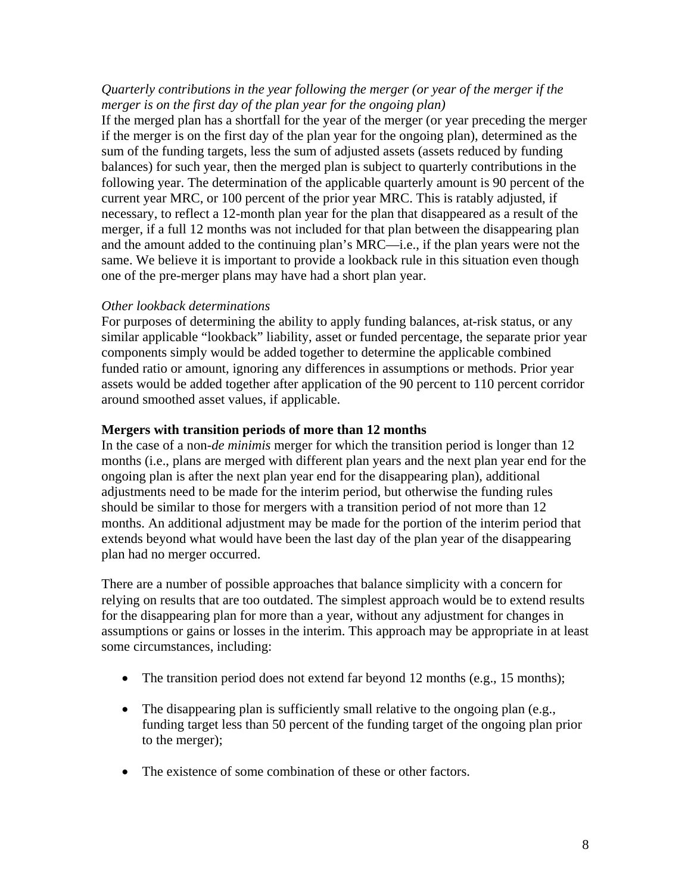*Quarterly contributions in the year following the merger (or year of the merger if the merger is on the first day of the plan year for the ongoing plan)*

If the merged plan has a shortfall for the year of the merger (or year preceding the merger if the merger is on the first day of the plan year for the ongoing plan), determined as the sum of the funding targets, less the sum of adjusted assets (assets reduced by funding balances) for such year, then the merged plan is subject to quarterly contributions in the following year. The determination of the applicable quarterly amount is 90 percent of the current year MRC, or 100 percent of the prior year MRC. This is ratably adjusted, if necessary, to reflect a 12-month plan year for the plan that disappeared as a result of the merger, if a full 12 months was not included for that plan between the disappearing plan and the amount added to the continuing plan's MRC—i.e., if the plan years were not the same. We believe it is important to provide a lookback rule in this situation even though one of the pre-merger plans may have had a short plan year.

*Other lookback determinations*

For purposes of determining the ability to apply funding balances, at-risk status, or any similar applicable "lookback" liability, asset or funded percentage, the separate prior year components simply would be added together to determine the applicable combined funded ratio or amount, ignoring any differences in assumptions or methods. Prior year assets would be added together after application of the 90 percent to 110 percent corridor around smoothed asset values, if applicable.

**Mergers with transition periods of more than 12 months**

In the case of a non-*de minimis* merger for which the transition period is longer than 12 months (i.e., plans are merged with different plan years and the next plan year end for the ongoing plan is after the next plan year end for the disappearing plan), additional adjustments need to be made for the interim period, but otherwise the funding rules should be similar to those for mergers with a transition period of not more than 12 months. An additional adjustment may be made for the portion of the interim period that extends beyond what would have been the last day of the plan year of the disappearing plan had no merger occurred.

There are a number of possible approaches that balance simplicity with a concern for relying on results that are too outdated. The simplest approach would be to extend results for the disappearing plan for more than a year, without any adjustment for changes in assumptions or gains or losses in the interim. This approach may be appropriate in at least some circumstances, including:

- The transition period does not extend far beyond 12 months (e.g., 15 months);
- The disappearing plan is sufficiently small relative to the ongoing plan (e.g., funding target less than 50 percent of the funding target of the ongoing plan prior to the merger);
- The existence of some combination of these or other factors.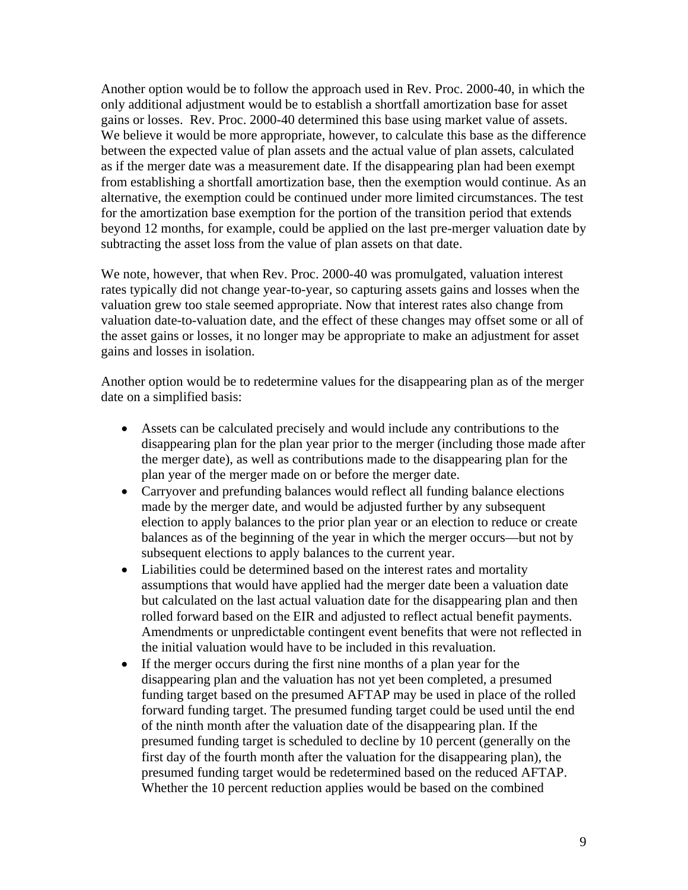Another option would be to follow the approach used in Rev. Proc. 2000-40, in which the only additional adjustment would be to establish a shortfall amortization base for asset gains or losses. Rev. Proc. 2000-40 determined this base using market value of assets. We believe it would be more appropriate, however, to calculate this base as the difference between the expected value of plan assets and the actual value of plan assets, calculated as if the merger date was a measurement date. If the disappearing plan had been exempt from establishing a shortfall amortization base, then the exemption would continue. As an alternative, the exemption could be continued under more limited circumstances. The test for the amortization base exemption for the portion of the transition period that extends beyond 12 months, for example, could be applied on the last pre-merger valuation date by subtracting the asset loss from the value of plan assets on that date.

We note, however, that when Rev. Proc. 2000-40 was promulgated, valuation interest rates typically did not change year-to-year, so capturing assets gains and losses when the valuation grew too stale seemed appropriate. Now that interest rates also change from valuation date-to-valuation date, and the effect of these changes may offset some or all of the asset gains or losses, it no longer may be appropriate to make an adjustment for asset gains and losses in isolation.

Another option would be to redetermine values for the disappearing plan as of the merger date on a simplified basis:

- Assets can be calculated precisely and would include any contributions to the disappearing plan for the plan year prior to the merger (including those made after the merger date), as well as contributions made to the disappearing plan for the plan year of the merger made on or before the merger date.
- Carryover and prefunding balances would reflect all funding balance elections made by the merger date, and would be adjusted further by any subsequent election to apply balances to the prior plan year or an election to reduce or create balances as of the beginning of the year in which the merger occurs—but not by subsequent elections to apply balances to the current year.
- Liabilities could be determined based on the interest rates and mortality assumptions that would have applied had the merger date been a valuation date but calculated on the last actual valuation date for the disappearing plan and then rolled forward based on the EIR and adjusted to reflect actual benefit payments. Amendments or unpredictable contingent event benefits that were not reflected in the initial valuation would have to be included in this revaluation.
- If the merger occurs during the first nine months of a plan year for the disappearing plan and the valuation has not yet been completed, a presumed funding target based on the presumed AFTAP may be used in place of the rolled forward funding target. The presumed funding target could be used until the end of the ninth month after the valuation date of the disappearing plan. If the presumed funding target is scheduled to decline by 10 percent (generally on the first day of the fourth month after the valuation for the disappearing plan), the presumed funding target would be redetermined based on the reduced AFTAP. Whether the 10 percent reduction applies would be based on the combined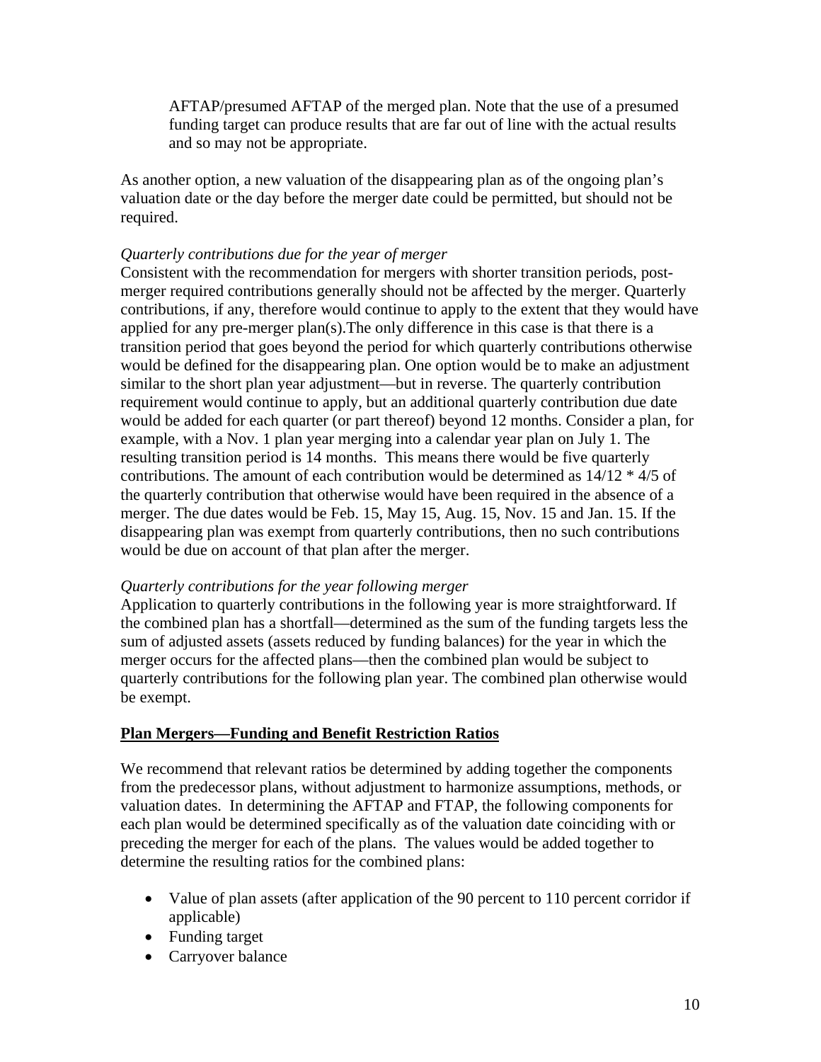AFTAP/presumed AFTAP of the merged plan. Note that the use of a presumed funding target can produce results that are far out of line with the actual results and so may not be appropriate.

As another option, a new valuation of the disappearing plan as of the ongoing plan's valuation date or the day before the merger date could be permitted, but should not be required.

*Quarterly contributions due for the year of merger*

Consistent with the recommendation for mergers with shorter transition periods, post-merger required contributions generally should not be affected by the merger. Quarterly contributions, if any, therefore would continue to apply to the extent that they would have applied for any pre-merger plan(s).The only difference in this case is that there is a transition period that goes beyond the period for which quarterly contributions otherwise would be defined for the disappearing plan. One option would be to make an adjustment similar to the short plan year adjustment—but in reverse. The quarterly contribution requirement would continue to apply, but an additional quarterly contribution due date would be added for each quarter (or part thereof) beyond 12 months. Consider a plan, for example, with a Nov. 1 plan year merging into a calendar year plan on July 1. The resulting transition period is 14 months. This means there would be five quarterly contributions. The amount of each contribution would be determined as 14/12 * 4/5 of the quarterly contribution that otherwise would have been required in the absence of a merger. The due dates would be Feb. 15, May 15, Aug. 15, Nov. 15 and Jan. 15. If the disappearing plan was exempt from quarterly contributions, then no such contributions would be due on account of that plan after the merger.

*Quarterly contributions for the year following merger*

Application to quarterly contributions in the following year is more straightforward. If the combined plan has a shortfall—determined as the sum of the funding targets less the sum of adjusted assets (assets reduced by funding balances) for the year in which the merger occurs for the affected plans—then the combined plan would be subject to quarterly contributions for the following plan year. The combined plan otherwise would be exempt.

## Plan Mergers—Funding and Benefit Restriction Ratios

We recommend that relevant ratios be determined by adding together the components from the predecessor plans, without adjustment to harmonize assumptions, methods, or valuation dates. In determining the AFTAP and FTAP, the following components for each plan would be determined specifically as of the valuation date coinciding with or preceding the merger for each of the plans. The values would be added together to determine the resulting ratios for the combined plans:

- Value of plan assets (after application of the 90 percent to 110 percent corridor if applicable)
- Funding target
- Carryover balance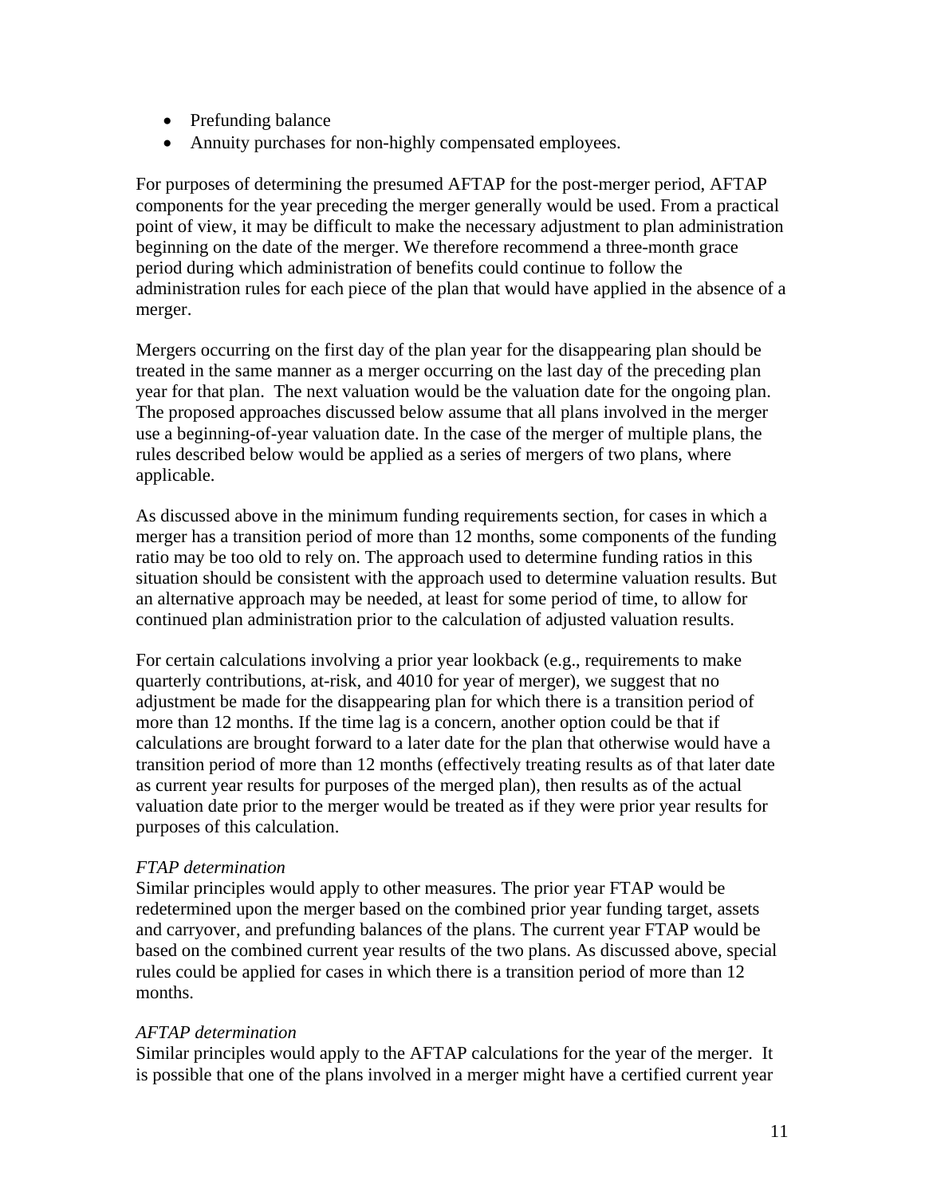- Prefunding balance
- Annuity purchases for non-highly compensated employees.

For purposes of determining the presumed AFTAP for the post-merger period, AFTAP components for the year preceding the merger generally would be used. From a practical point of view, it may be difficult to make the necessary adjustment to plan administration beginning on the date of the merger. We therefore recommend a three-month grace period during which administration of benefits could continue to follow the administration rules for each piece of the plan that would have applied in the absence of a merger.

Mergers occurring on the first day of the plan year for the disappearing plan should be treated in the same manner as a merger occurring on the last day of the preceding plan year for that plan. The next valuation would be the valuation date for the ongoing plan. The proposed approaches discussed below assume that all plans involved in the merger use a beginning-of-year valuation date. In the case of the merger of multiple plans, the rules described below would be applied as a series of mergers of two plans, where applicable.

As discussed above in the minimum funding requirements section, for cases in which a merger has a transition period of more than 12 months, some components of the funding ratio may be too old to rely on. The approach used to determine funding ratios in this situation should be consistent with the approach used to determine valuation results. But an alternative approach may be needed, at least for some period of time, to allow for continued plan administration prior to the calculation of adjusted valuation results.

For certain calculations involving a prior year lookback (e.g., requirements to make quarterly contributions, at-risk, and 4010 for year of merger), we suggest that no adjustment be made for the disappearing plan for which there is a transition period of more than 12 months. If the time lag is a concern, another option could be that if calculations are brought forward to a later date for the plan that otherwise would have a transition period of more than 12 months (effectively treating results as of that later date as current year results for purposes of the merged plan), then results as of the actual valuation date prior to the merger would be treated as if they were prior year results for purposes of this calculation.

*FTAP determination*
Similar principles would apply to other measures. The prior year FTAP would be redetermined upon the merger based on the combined prior year funding target, assets and carryover, and prefunding balances of the plans. The current year FTAP would be based on the combined current year results of the two plans. As discussed above, special rules could be applied for cases in which there is a transition period of more than 12 months.

*AFTAP determination*
Similar principles would apply to the AFTAP calculations for the year of the merger. It is possible that one of the plans involved in a merger might have a certified current year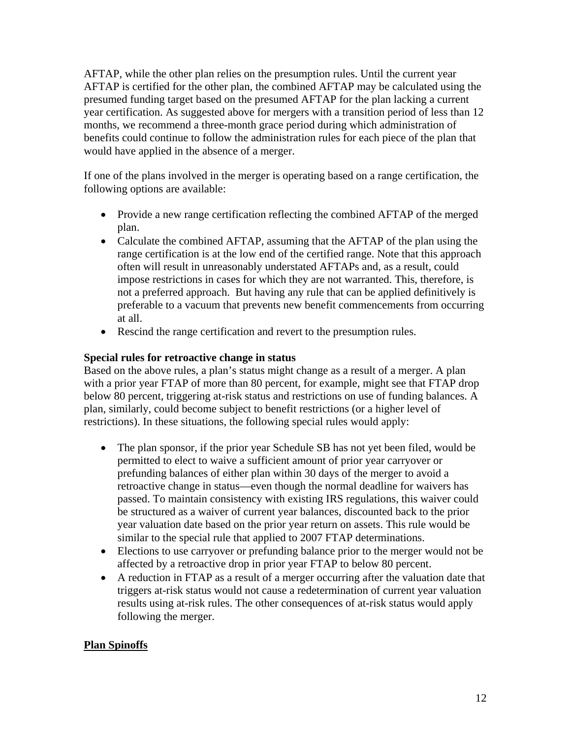AFTAP, while the other plan relies on the presumption rules. Until the current year AFTAP is certified for the other plan, the combined AFTAP may be calculated using the presumed funding target based on the presumed AFTAP for the plan lacking a current year certification. As suggested above for mergers with a transition period of less than 12 months, we recommend a three-month grace period during which administration of benefits could continue to follow the administration rules for each piece of the plan that would have applied in the absence of a merger.

If one of the plans involved in the merger is operating based on a range certification, the following options are available:

- Provide a new range certification reflecting the combined AFTAP of the merged plan.
- Calculate the combined AFTAP, assuming that the AFTAP of the plan using the range certification is at the low end of the certified range. Note that this approach often will result in unreasonably understated AFTAPs and, as a result, could impose restrictions in cases for which they are not warranted. This, therefore, is not a preferred approach. But having any rule that can be applied definitively is preferable to a vacuum that prevents new benefit commencements from occurring at all.
- Rescind the range certification and revert to the presumption rules.

**Special rules for retroactive change in status**

Based on the above rules, a plan's status might change as a result of a merger. A plan with a prior year FTAP of more than 80 percent, for example, might see that FTAP drop below 80 percent, triggering at-risk status and restrictions on use of funding balances. A plan, similarly, could become subject to benefit restrictions (or a higher level of restrictions). In these situations, the following special rules would apply:

- The plan sponsor, if the prior year Schedule SB has not yet been filed, would be permitted to elect to waive a sufficient amount of prior year carryover or prefunding balances of either plan within 30 days of the merger to avoid a retroactive change in status—even though the normal deadline for waivers has passed. To maintain consistency with existing IRS regulations, this waiver could be structured as a waiver of current year balances, discounted back to the prior year valuation date based on the prior year return on assets. This rule would be similar to the special rule that applied to 2007 FTAP determinations.
- Elections to use carryover or prefunding balance prior to the merger would not be affected by a retroactive drop in prior year FTAP to below 80 percent.
- A reduction in FTAP as a result of a merger occurring after the valuation date that triggers at-risk status would not cause a redetermination of current year valuation results using at-risk rules. The other consequences of at-risk status would apply following the merger.

## Plan Spinoffs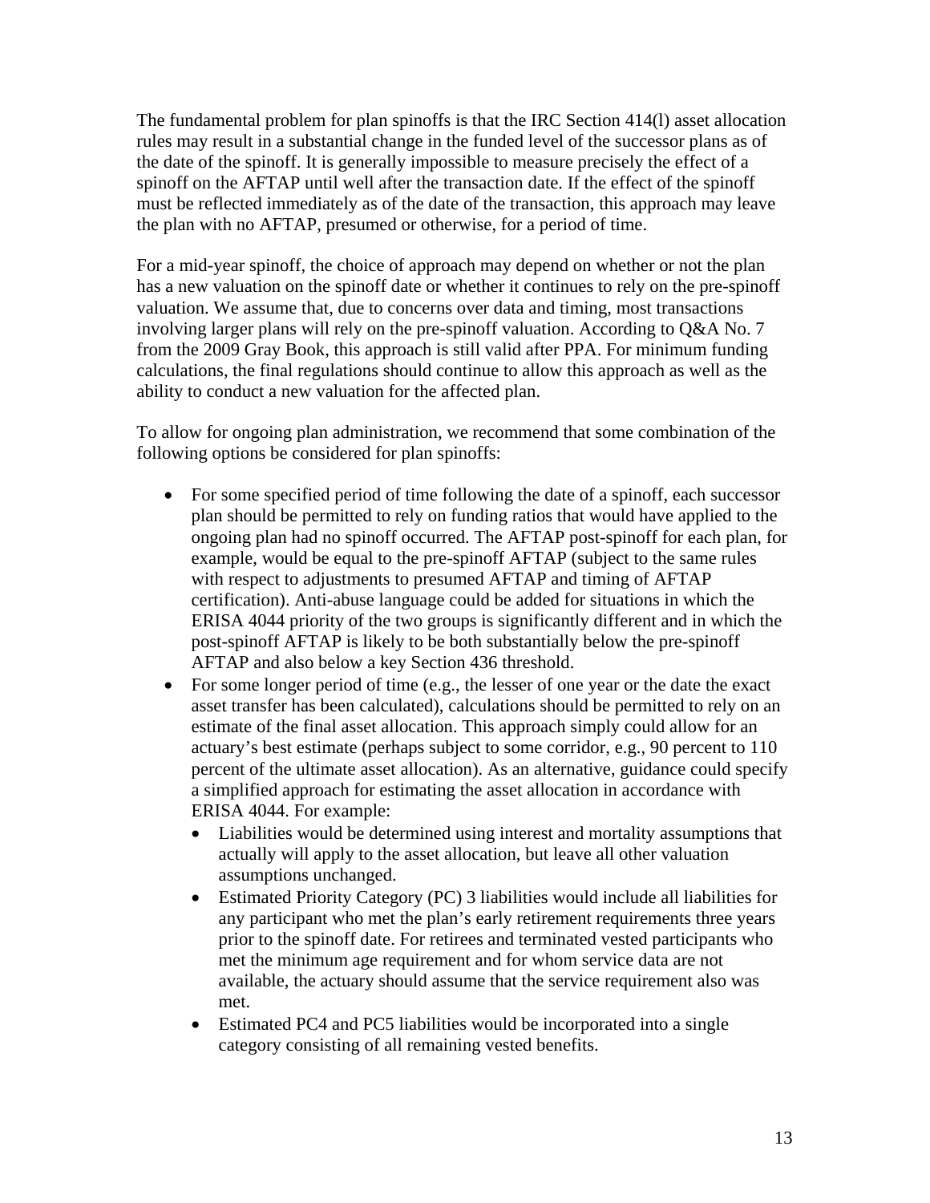The fundamental problem for plan spinoffs is that the IRC Section 414(l) asset allocation rules may result in a substantial change in the funded level of the successor plans as of the date of the spinoff. It is generally impossible to measure precisely the effect of a spinoff on the AFTAP until well after the transaction date. If the effect of the spinoff must be reflected immediately as of the date of the transaction, this approach may leave the plan with no AFTAP, presumed or otherwise, for a period of time.

For a mid-year spinoff, the choice of approach may depend on whether or not the plan has a new valuation on the spinoff date or whether it continues to rely on the pre-spinoff valuation. We assume that, due to concerns over data and timing, most transactions involving larger plans will rely on the pre-spinoff valuation. According to Q&A No. 7 from the 2009 Gray Book, this approach is still valid after PPA. For minimum funding calculations, the final regulations should continue to allow this approach as well as the ability to conduct a new valuation for the affected plan.

To allow for ongoing plan administration, we recommend that some combination of the following options be considered for plan spinoffs:

- For some specified period of time following the date of a spinoff, each successor plan should be permitted to rely on funding ratios that would have applied to the ongoing plan had no spinoff occurred. The AFTAP post-spinoff for each plan, for example, would be equal to the pre-spinoff AFTAP (subject to the same rules with respect to adjustments to presumed AFTAP and timing of AFTAP certification). Anti-abuse language could be added for situations in which the ERISA 4044 priority of the two groups is significantly different and in which the post-spinoff AFTAP is likely to be both substantially below the pre-spinoff AFTAP and also below a key Section 436 threshold.
- For some longer period of time (e.g., the lesser of one year or the date the exact asset transfer has been calculated), calculations should be permitted to rely on an estimate of the final asset allocation. This approach simply could allow for an actuary's best estimate (perhaps subject to some corridor, e.g., 90 percent to 110 percent of the ultimate asset allocation). As an alternative, guidance could specify a simplified approach for estimating the asset allocation in accordance with ERISA 4044. For example:
  - Liabilities would be determined using interest and mortality assumptions that actually will apply to the asset allocation, but leave all other valuation assumptions unchanged.
  - Estimated Priority Category (PC) 3 liabilities would include all liabilities for any participant who met the plan's early retirement requirements three years prior to the spinoff date. For retirees and terminated vested participants who met the minimum age requirement and for whom service data are not available, the actuary should assume that the service requirement also was met.
  - Estimated PC4 and PC5 liabilities would be incorporated into a single category consisting of all remaining vested benefits.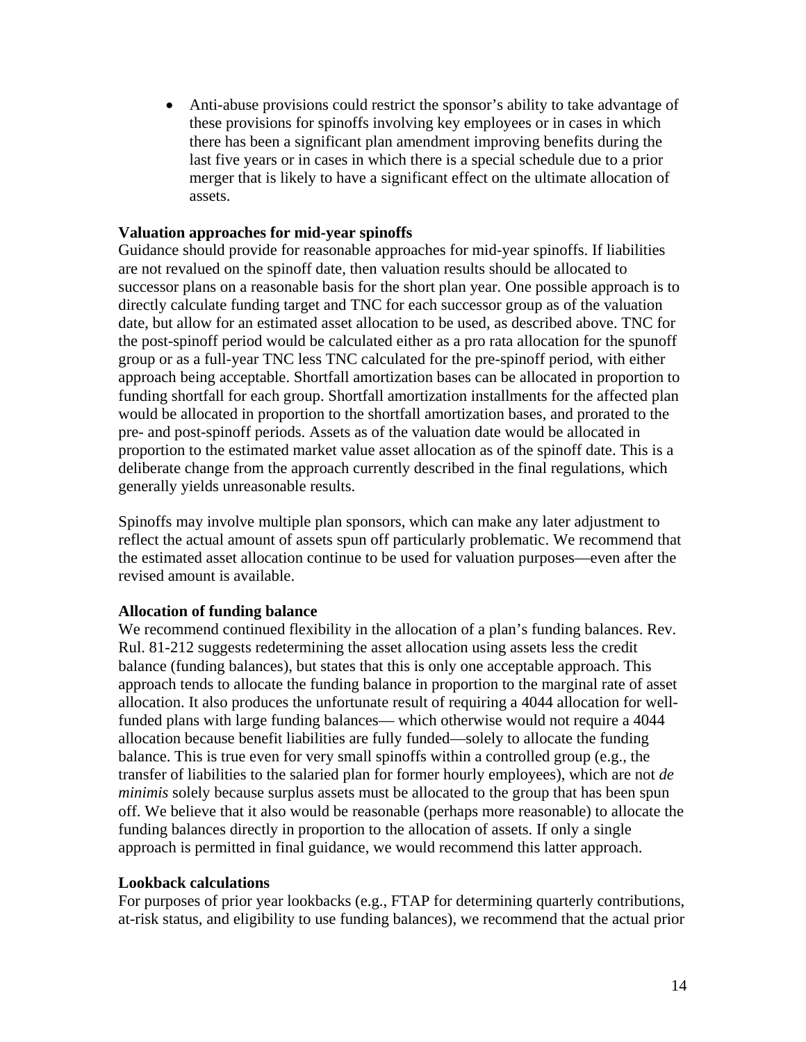- Anti-abuse provisions could restrict the sponsor's ability to take advantage of these provisions for spinoffs involving key employees or in cases in which there has been a significant plan amendment improving benefits during the last five years or in cases in which there is a special schedule due to a prior merger that is likely to have a significant effect on the ultimate allocation of assets.

**Valuation approaches for mid-year spinoffs**

Guidance should provide for reasonable approaches for mid-year spinoffs. If liabilities are not revalued on the spinoff date, then valuation results should be allocated to successor plans on a reasonable basis for the short plan year. One possible approach is to directly calculate funding target and TNC for each successor group as of the valuation date, but allow for an estimated asset allocation to be used, as described above. TNC for the post-spinoff period would be calculated either as a pro rata allocation for the spunoff group or as a full-year TNC less TNC calculated for the pre-spinoff period, with either approach being acceptable. Shortfall amortization bases can be allocated in proportion to funding shortfall for each group. Shortfall amortization installments for the affected plan would be allocated in proportion to the shortfall amortization bases, and prorated to the pre- and post-spinoff periods. Assets as of the valuation date would be allocated in proportion to the estimated market value asset allocation as of the spinoff date. This is a deliberate change from the approach currently described in the final regulations, which generally yields unreasonable results.

Spinoffs may involve multiple plan sponsors, which can make any later adjustment to reflect the actual amount of assets spun off particularly problematic. We recommend that the estimated asset allocation continue to be used for valuation purposes—even after the revised amount is available.

**Allocation of funding balance**

We recommend continued flexibility in the allocation of a plan's funding balances. Rev. Rul. 81-212 suggests redetermining the asset allocation using assets less the credit balance (funding balances), but states that this is only one acceptable approach. This approach tends to allocate the funding balance in proportion to the marginal rate of asset allocation. It also produces the unfortunate result of requiring a 4044 allocation for well-funded plans with large funding balances— which otherwise would not require a 4044 allocation because benefit liabilities are fully funded—solely to allocate the funding balance. This is true even for very small spinoffs within a controlled group (e.g., the transfer of liabilities to the salaried plan for former hourly employees), which are not *de minimis* solely because surplus assets must be allocated to the group that has been spun off. We believe that it also would be reasonable (perhaps more reasonable) to allocate the funding balances directly in proportion to the allocation of assets. If only a single approach is permitted in final guidance, we would recommend this latter approach.

**Lookback calculations**

For purposes of prior year lookbacks (e.g., FTAP for determining quarterly contributions, at-risk status, and eligibility to use funding balances), we recommend that the actual prior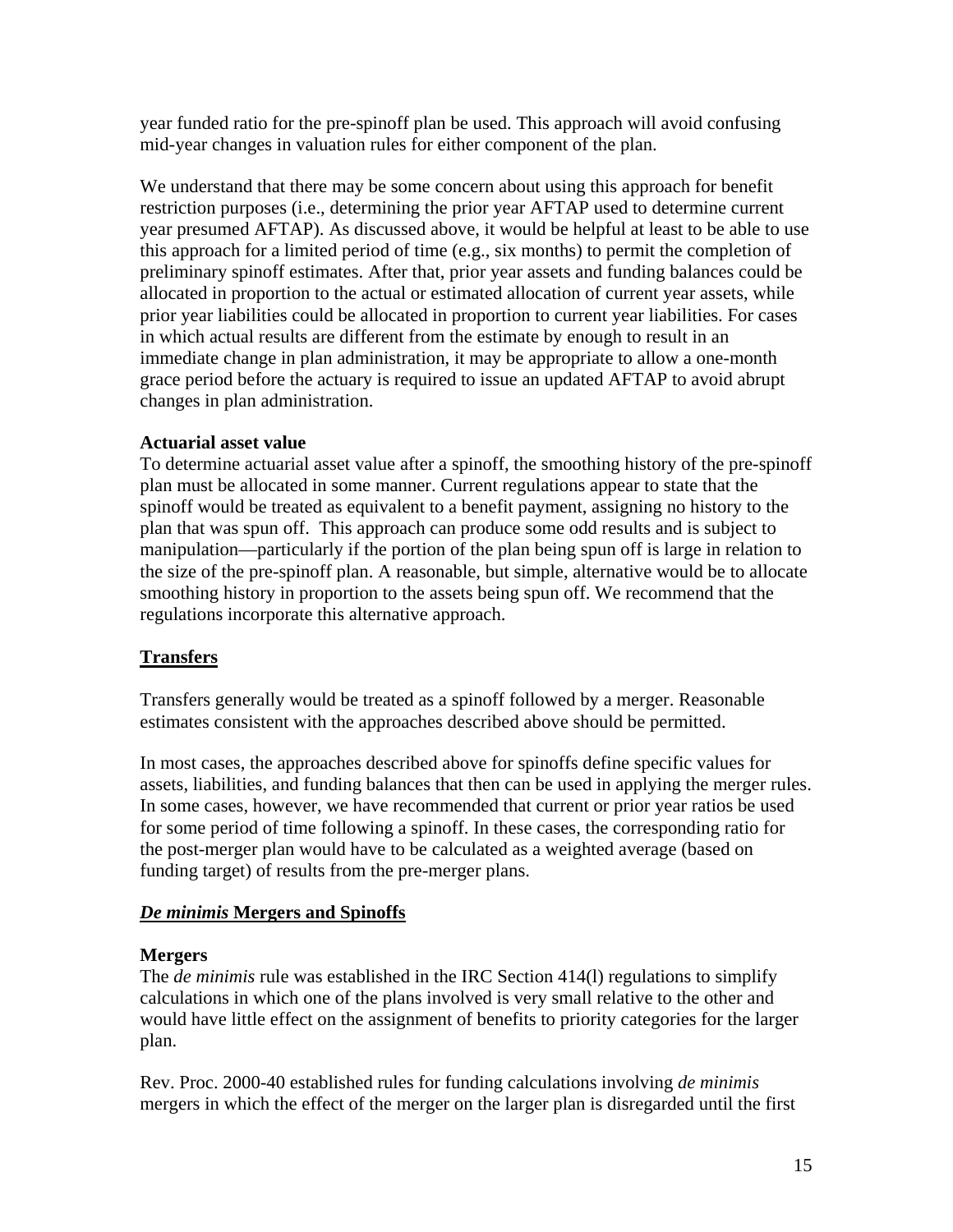year funded ratio for the pre-spinoff plan be used. This approach will avoid confusing mid-year changes in valuation rules for either component of the plan.

We understand that there may be some concern about using this approach for benefit restriction purposes (i.e., determining the prior year AFTAP used to determine current year presumed AFTAP). As discussed above, it would be helpful at least to be able to use this approach for a limited period of time (e.g., six months) to permit the completion of preliminary spinoff estimates. After that, prior year assets and funding balances could be allocated in proportion to the actual or estimated allocation of current year assets, while prior year liabilities could be allocated in proportion to current year liabilities. For cases in which actual results are different from the estimate by enough to result in an immediate change in plan administration, it may be appropriate to allow a one-month grace period before the actuary is required to issue an updated AFTAP to avoid abrupt changes in plan administration.

**Actuarial asset value**

To determine actuarial asset value after a spinoff, the smoothing history of the pre-spinoff plan must be allocated in some manner. Current regulations appear to state that the spinoff would be treated as equivalent to a benefit payment, assigning no history to the plan that was spun off. This approach can produce some odd results and is subject to manipulation—particularly if the portion of the plan being spun off is large in relation to the size of the pre-spinoff plan. A reasonable, but simple, alternative would be to allocate smoothing history in proportion to the assets being spun off. We recommend that the regulations incorporate this alternative approach.

## Transfers

Transfers generally would be treated as a spinoff followed by a merger. Reasonable estimates consistent with the approaches described above should be permitted.

In most cases, the approaches described above for spinoffs define specific values for assets, liabilities, and funding balances that then can be used in applying the merger rules. In some cases, however, we have recommended that current or prior year ratios be used for some period of time following a spinoff. In these cases, the corresponding ratio for the post-merger plan would have to be calculated as a weighted average (based on funding target) of results from the pre-merger plans.

## *De minimis* Mergers and Spinoffs

**Mergers**

The *de minimis* rule was established in the IRC Section 414(l) regulations to simplify calculations in which one of the plans involved is very small relative to the other and would have little effect on the assignment of benefits to priority categories for the larger plan.

Rev. Proc. 2000-40 established rules for funding calculations involving *de minimis* mergers in which the effect of the merger on the larger plan is disregarded until the first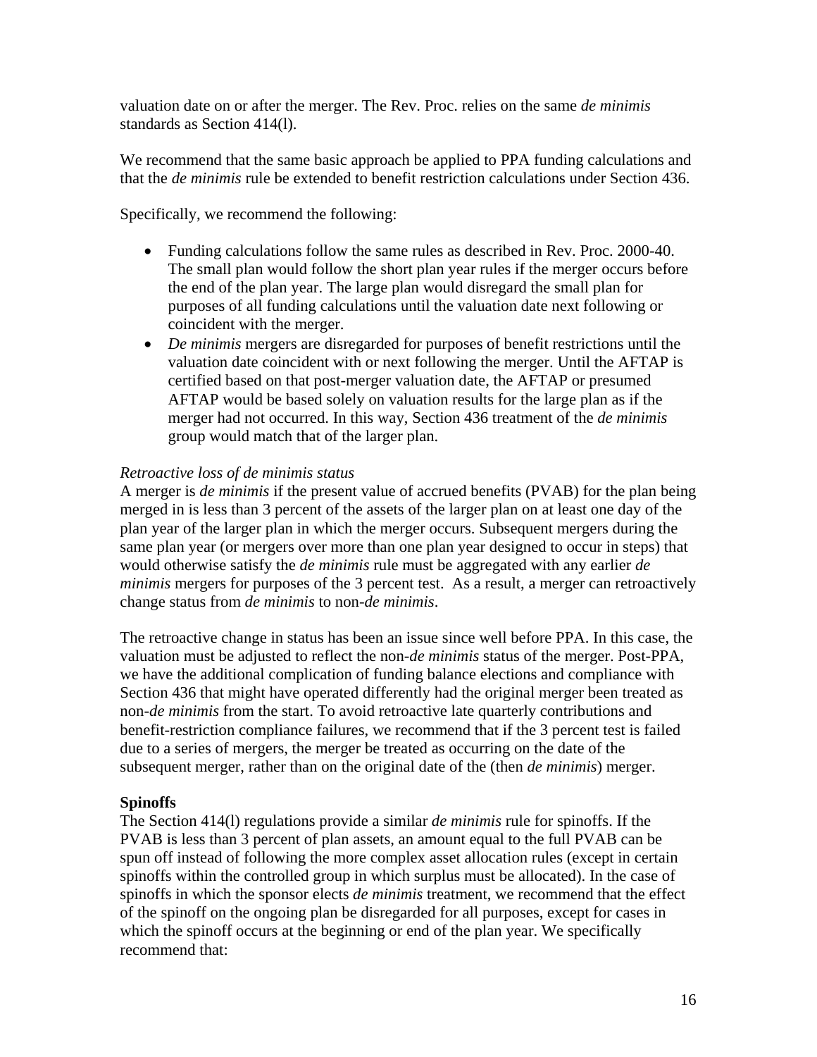valuation date on or after the merger. The Rev. Proc. relies on the same *de minimis* standards as Section 414(l).

We recommend that the same basic approach be applied to PPA funding calculations and that the *de minimis* rule be extended to benefit restriction calculations under Section 436.

Specifically, we recommend the following:

- Funding calculations follow the same rules as described in Rev. Proc. 2000-40. The small plan would follow the short plan year rules if the merger occurs before the end of the plan year. The large plan would disregard the small plan for purposes of all funding calculations until the valuation date next following or coincident with the merger.
- *De minimis* mergers are disregarded for purposes of benefit restrictions until the valuation date coincident with or next following the merger. Until the AFTAP is certified based on that post-merger valuation date, the AFTAP or presumed AFTAP would be based solely on valuation results for the large plan as if the merger had not occurred. In this way, Section 436 treatment of the *de minimis* group would match that of the larger plan.

*Retroactive loss of de minimis status*

A merger is *de minimis* if the present value of accrued benefits (PVAB) for the plan being merged in is less than 3 percent of the assets of the larger plan on at least one day of the plan year of the larger plan in which the merger occurs. Subsequent mergers during the same plan year (or mergers over more than one plan year designed to occur in steps) that would otherwise satisfy the *de minimis* rule must be aggregated with any earlier *de minimis* mergers for purposes of the 3 percent test. As a result, a merger can retroactively change status from *de minimis* to non-*de minimis*.

The retroactive change in status has been an issue since well before PPA. In this case, the valuation must be adjusted to reflect the non-*de minimis* status of the merger. Post-PPA, we have the additional complication of funding balance elections and compliance with Section 436 that might have operated differently had the original merger been treated as non-*de minimis* from the start. To avoid retroactive late quarterly contributions and benefit-restriction compliance failures, we recommend that if the 3 percent test is failed due to a series of mergers, the merger be treated as occurring on the date of the subsequent merger, rather than on the original date of the (then *de minimis*) merger.

**Spinoffs**

The Section 414(l) regulations provide a similar *de minimis* rule for spinoffs. If the PVAB is less than 3 percent of plan assets, an amount equal to the full PVAB can be spun off instead of following the more complex asset allocation rules (except in certain spinoffs within the controlled group in which surplus must be allocated). In the case of spinoffs in which the sponsor elects *de minimis* treatment, we recommend that the effect of the spinoff on the ongoing plan be disregarded for all purposes, except for cases in which the spinoff occurs at the beginning or end of the plan year. We specifically recommend that: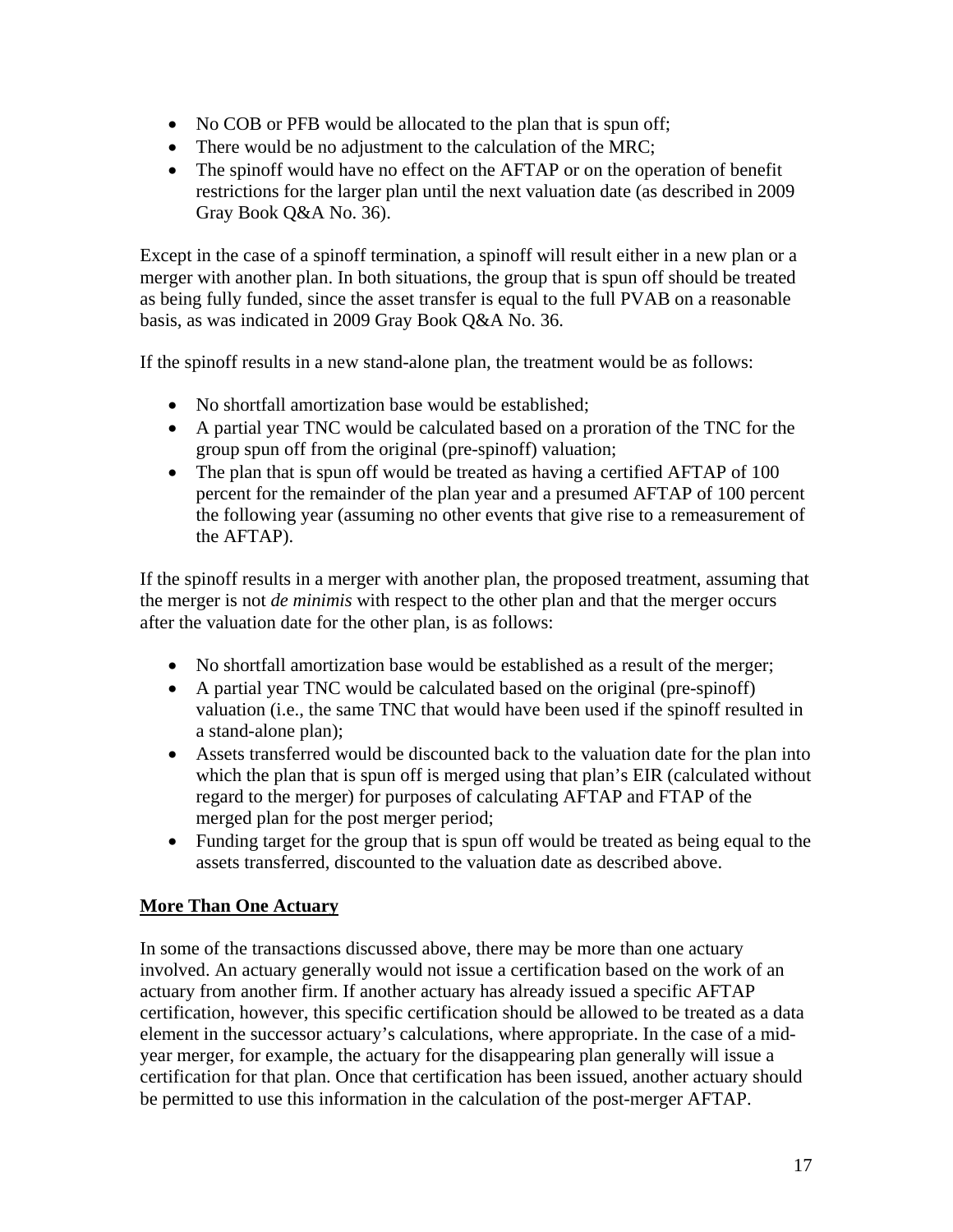- No COB or PFB would be allocated to the plan that is spun off;
- There would be no adjustment to the calculation of the MRC;
- The spinoff would have no effect on the AFTAP or on the operation of benefit restrictions for the larger plan until the next valuation date (as described in 2009 Gray Book Q&A No. 36).

Except in the case of a spinoff termination, a spinoff will result either in a new plan or a merger with another plan. In both situations, the group that is spun off should be treated as being fully funded, since the asset transfer is equal to the full PVAB on a reasonable basis, as was indicated in 2009 Gray Book Q&A No. 36.

If the spinoff results in a new stand-alone plan, the treatment would be as follows:

- No shortfall amortization base would be established;
- A partial year TNC would be calculated based on a proration of the TNC for the group spun off from the original (pre-spinoff) valuation;
- The plan that is spun off would be treated as having a certified AFTAP of 100 percent for the remainder of the plan year and a presumed AFTAP of 100 percent the following year (assuming no other events that give rise to a remeasurement of the AFTAP).

If the spinoff results in a merger with another plan, the proposed treatment, assuming that the merger is not *de minimis* with respect to the other plan and that the merger occurs after the valuation date for the other plan, is as follows:

- No shortfall amortization base would be established as a result of the merger;
- A partial year TNC would be calculated based on the original (pre-spinoff) valuation (i.e., the same TNC that would have been used if the spinoff resulted in a stand-alone plan);
- Assets transferred would be discounted back to the valuation date for the plan into which the plan that is spun off is merged using that plan's EIR (calculated without regard to the merger) for purposes of calculating AFTAP and FTAP of the merged plan for the post merger period;
- Funding target for the group that is spun off would be treated as being equal to the assets transferred, discounted to the valuation date as described above.

**More Than One Actuary**

In some of the transactions discussed above, there may be more than one actuary involved. An actuary generally would not issue a certification based on the work of an actuary from another firm. If another actuary has already issued a specific AFTAP certification, however, this specific certification should be allowed to be treated as a data element in the successor actuary's calculations, where appropriate. In the case of a mid-year merger, for example, the actuary for the disappearing plan generally will issue a certification for that plan. Once that certification has been issued, another actuary should be permitted to use this information in the calculation of the post-merger AFTAP.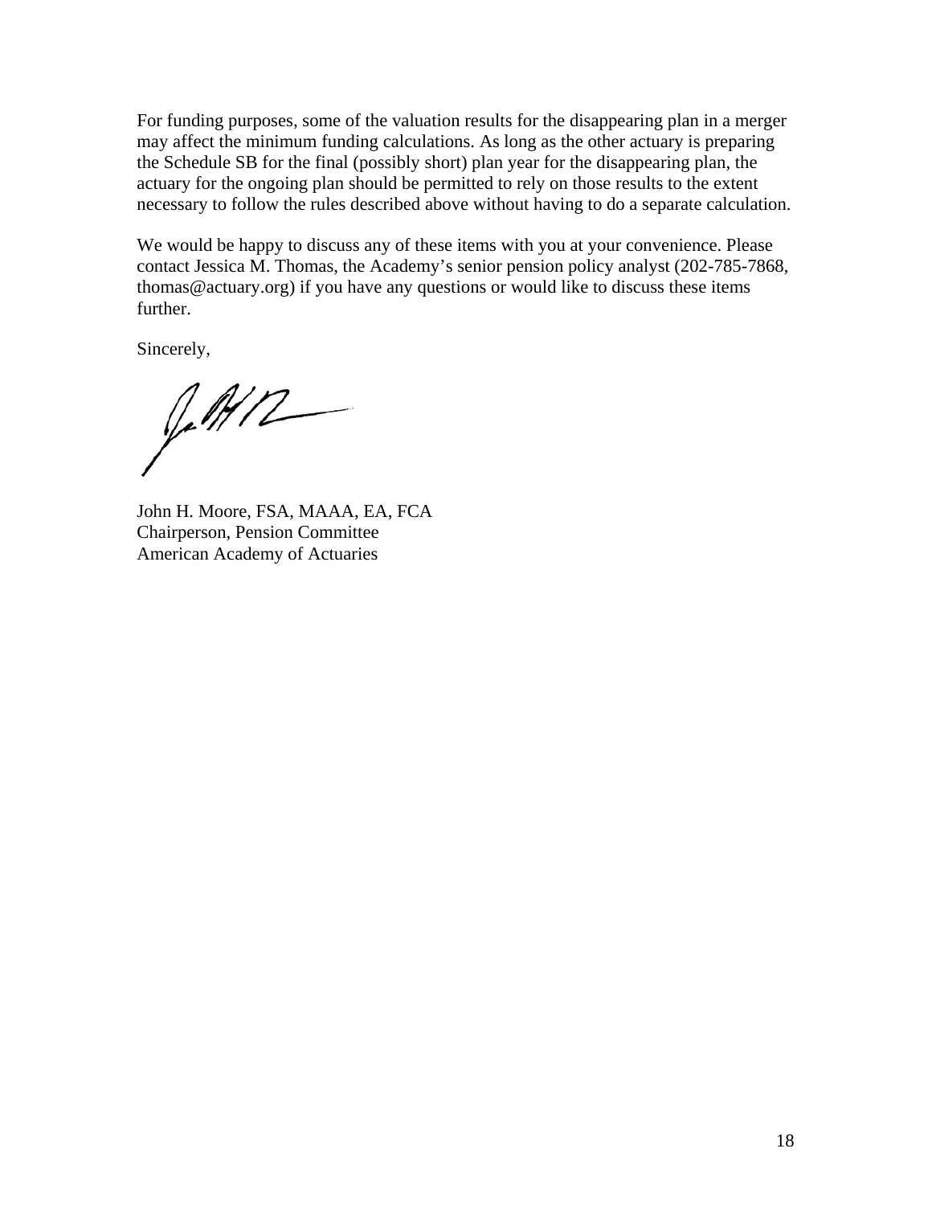For funding purposes, some of the valuation results for the disappearing plan in a merger may affect the minimum funding calculations. As long as the other actuary is preparing the Schedule SB for the final (possibly short) plan year for the disappearing plan, the actuary for the ongoing plan should be permitted to rely on those results to the extent necessary to follow the rules described above without having to do a separate calculation.

We would be happy to discuss any of these items with you at your convenience. Please contact Jessica M. Thomas, the Academy's senior pension policy analyst (202-785-7868, thomas@actuary.org) if you have any questions or would like to discuss these items further.

Sincerely,

John H. Moore, FSA, MAAA, EA, FCA
Chairperson, Pension Committee
American Academy of Actuaries